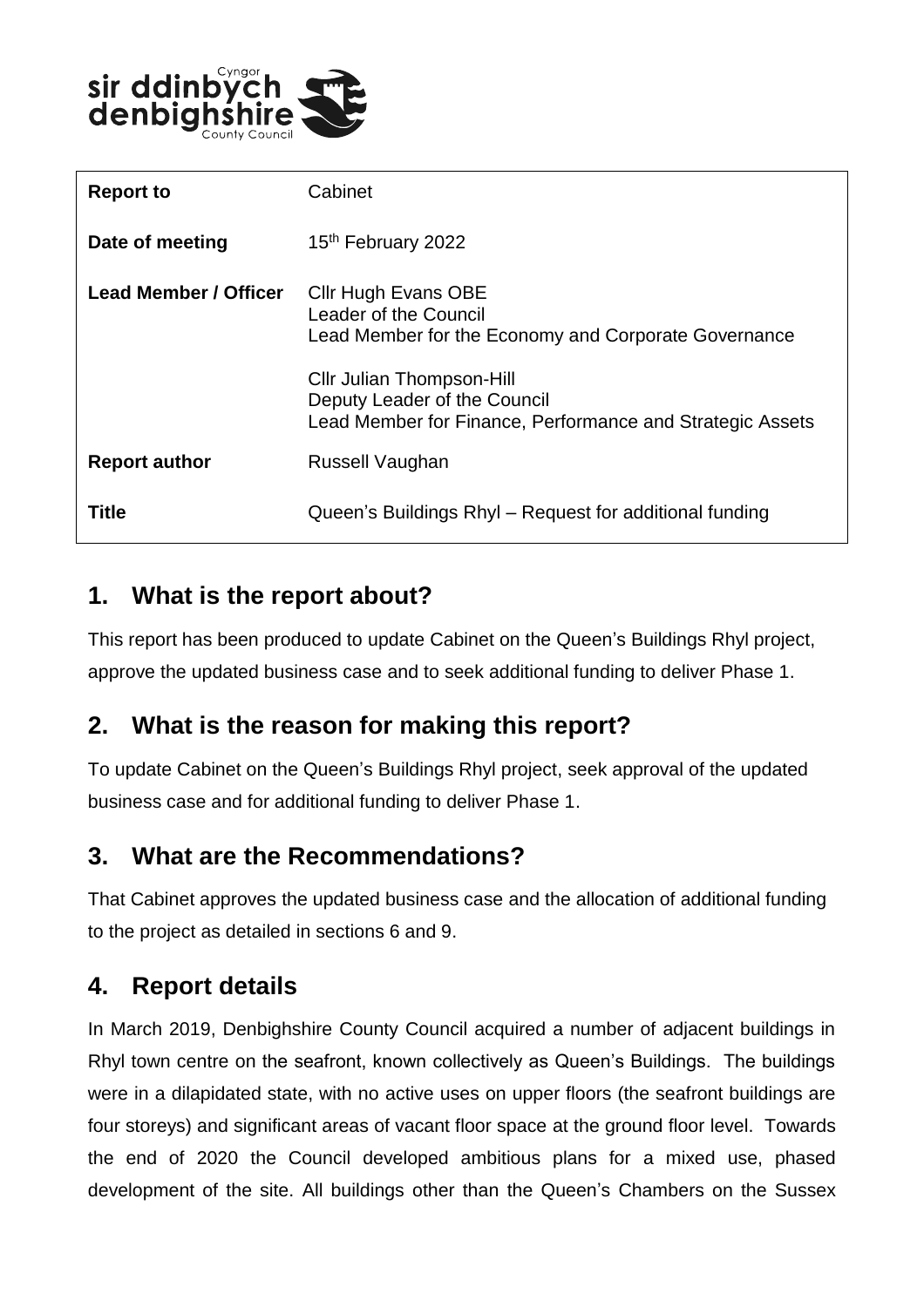| Report to | Cabinet |
| --- | --- |
| Date of meeting | 15th February 2022 |
| Lead Member / Officer | Cllr Hugh Evans OBE<br>Leader of the Council<br>Lead Member for the Economy and Corporate Governance<br><br>Cllr Julian Thompson-Hill<br>Deputy Leader of the Council<br>Lead Member for Finance, Performance and Strategic Assets |
| Report author | Russell Vaughan |
| Title | Queen's Buildings Rhyl – Request for additional funding |

## 1. What is the report about?

This report has been produced to update Cabinet on the Queen's Buildings Rhyl project, approve the updated business case and to seek additional funding to deliver Phase 1.

## 2. What is the reason for making this report?

To update Cabinet on the Queen's Buildings Rhyl project, seek approval of the updated business case and for additional funding to deliver Phase 1.

## 3. What are the Recommendations?

That Cabinet approves the updated business case and the allocation of additional funding to the project as detailed in sections 6 and 9.

## 4. Report details

In March 2019, Denbighshire County Council acquired a number of adjacent buildings in Rhyl town centre on the seafront, known collectively as Queen's Buildings. The buildings were in a dilapidated state, with no active uses on upper floors (the seafront buildings are four storeys) and significant areas of vacant floor space at the ground floor level. Towards the end of 2020 the Council developed ambitious plans for a mixed use, phased development of the site. All buildings other than the Queen's Chambers on the Sussex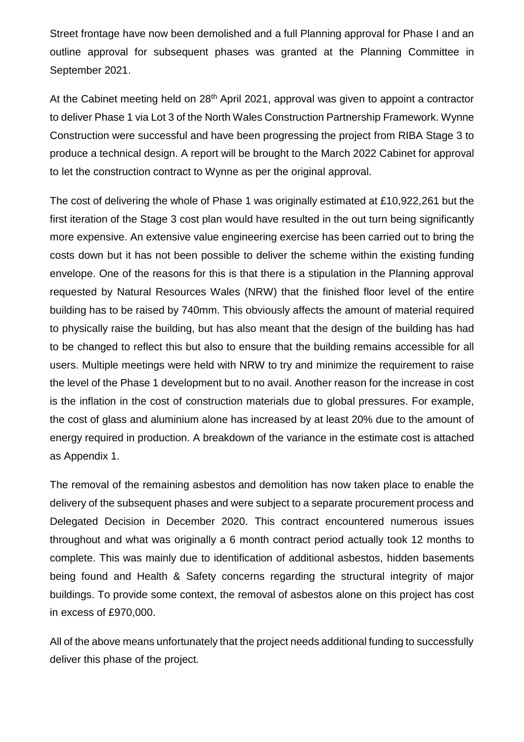Street frontage have now been demolished and a full Planning approval for Phase I and an outline approval for subsequent phases was granted at the Planning Committee in September 2021.

At the Cabinet meeting held on 28th April 2021, approval was given to appoint a contractor to deliver Phase 1 via Lot 3 of the North Wales Construction Partnership Framework. Wynne Construction were successful and have been progressing the project from RIBA Stage 3 to produce a technical design. A report will be brought to the March 2022 Cabinet for approval to let the construction contract to Wynne as per the original approval.

The cost of delivering the whole of Phase 1 was originally estimated at £10,922,261 but the first iteration of the Stage 3 cost plan would have resulted in the out turn being significantly more expensive. An extensive value engineering exercise has been carried out to bring the costs down but it has not been possible to deliver the scheme within the existing funding envelope. One of the reasons for this is that there is a stipulation in the Planning approval requested by Natural Resources Wales (NRW) that the finished floor level of the entire building has to be raised by 740mm. This obviously affects the amount of material required to physically raise the building, but has also meant that the design of the building has had to be changed to reflect this but also to ensure that the building remains accessible for all users. Multiple meetings were held with NRW to try and minimize the requirement to raise the level of the Phase 1 development but to no avail. Another reason for the increase in cost is the inflation in the cost of construction materials due to global pressures. For example, the cost of glass and aluminium alone has increased by at least 20% due to the amount of energy required in production. A breakdown of the variance in the estimate cost is attached as Appendix 1.

The removal of the remaining asbestos and demolition has now taken place to enable the delivery of the subsequent phases and were subject to a separate procurement process and Delegated Decision in December 2020. This contract encountered numerous issues throughout and what was originally a 6 month contract period actually took 12 months to complete. This was mainly due to identification of additional asbestos, hidden basements being found and Health & Safety concerns regarding the structural integrity of major buildings. To provide some context, the removal of asbestos alone on this project has cost in excess of £970,000.

All of the above means unfortunately that the project needs additional funding to successfully deliver this phase of the project.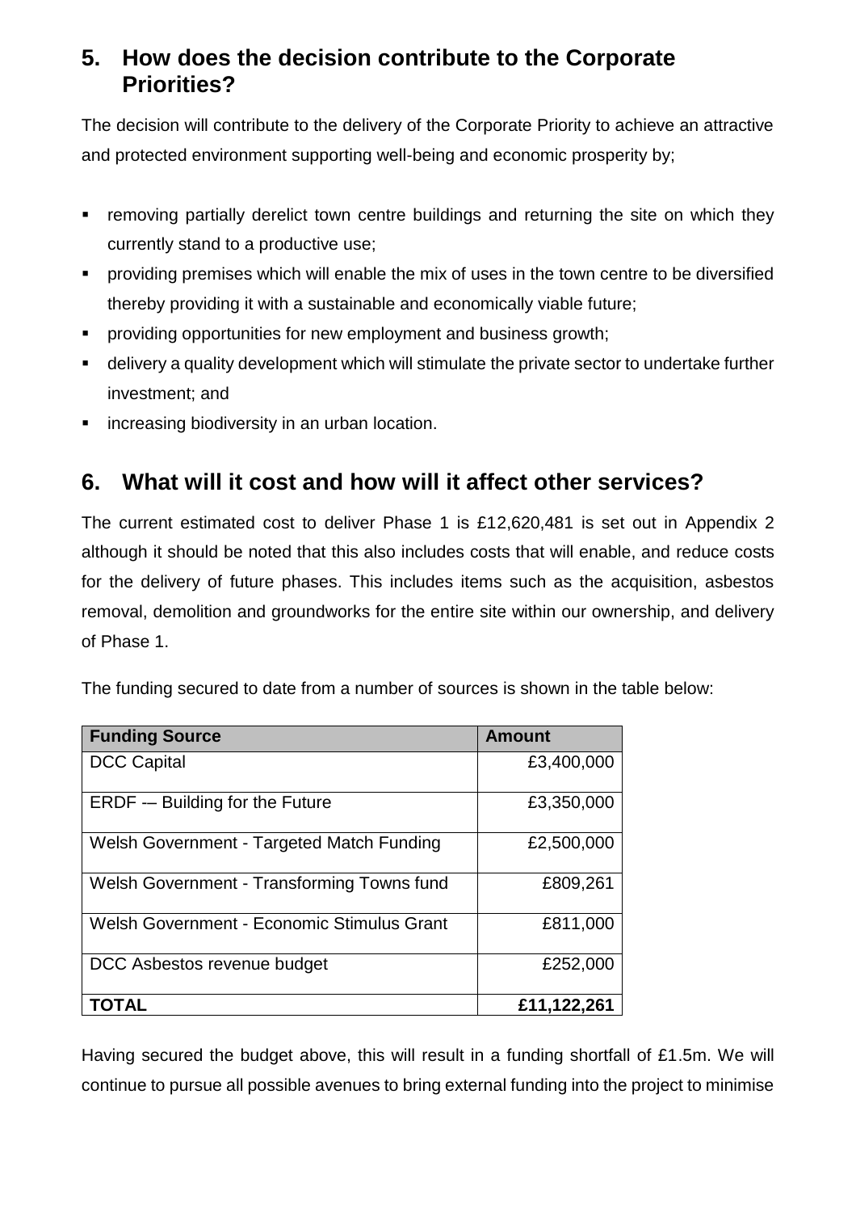## 5. How does the decision contribute to the Corporate Priorities?

The decision will contribute to the delivery of the Corporate Priority to achieve an attractive and protected environment supporting well-being and economic prosperity by;

- removing partially derelict town centre buildings and returning the site on which they currently stand to a productive use;
- providing premises which will enable the mix of uses in the town centre to be diversified thereby providing it with a sustainable and economically viable future;
- providing opportunities for new employment and business growth;
- delivery a quality development which will stimulate the private sector to undertake further investment; and
- increasing biodiversity in an urban location.

## 6. What will it cost and how will it affect other services?

The current estimated cost to deliver Phase 1 is £12,620,481 is set out in Appendix 2 although it should be noted that this also includes costs that will enable, and reduce costs for the delivery of future phases. This includes items such as the acquisition, asbestos removal, demolition and groundworks for the entire site within our ownership, and delivery of Phase 1.

The funding secured to date from a number of sources is shown in the table below:

| Funding Source | Amount |
|---|---:|
| DCC Capital | £3,400,000 |
| ERDF -– Building for the Future | £3,350,000 |
| Welsh Government - Targeted Match Funding | £2,500,000 |
| Welsh Government - Transforming Towns fund | £809,261 |
| Welsh Government - Economic Stimulus Grant | £811,000 |
| DCC Asbestos revenue budget | £252,000 |
| **TOTAL** | **£11,122,261** |

Having secured the budget above, this will result in a funding shortfall of £1.5m. We will continue to pursue all possible avenues to bring external funding into the project to minimise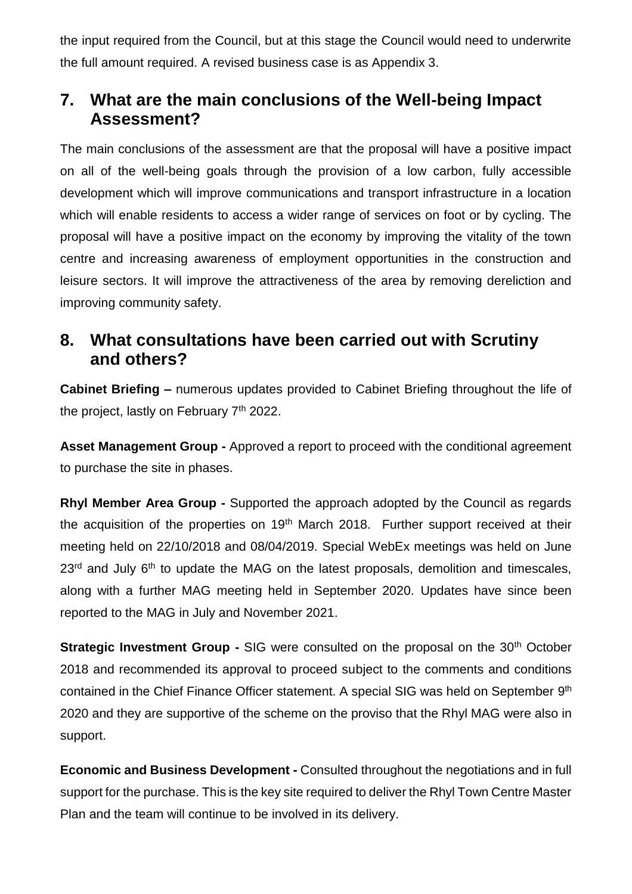the input required from the Council, but at this stage the Council would need to underwrite the full amount required. A revised business case is as Appendix 3.

## 7. What are the main conclusions of the Well-being Impact Assessment?

The main conclusions of the assessment are that the proposal will have a positive impact on all of the well-being goals through the provision of a low carbon, fully accessible development which will improve communications and transport infrastructure in a location which will enable residents to access a wider range of services on foot or by cycling. The proposal will have a positive impact on the economy by improving the vitality of the town centre and increasing awareness of employment opportunities in the construction and leisure sectors. It will improve the attractiveness of the area by removing dereliction and improving community safety.

## 8. What consultations have been carried out with Scrutiny and others?

**Cabinet Briefing –** numerous updates provided to Cabinet Briefing throughout the life of the project, lastly on February 7th 2022.

**Asset Management Group -** Approved a report to proceed with the conditional agreement to purchase the site in phases.

**Rhyl Member Area Group -** Supported the approach adopted by the Council as regards the acquisition of the properties on 19th March 2018. Further support received at their meeting held on 22/10/2018 and 08/04/2019. Special WebEx meetings was held on June 23rd and July 6th to update the MAG on the latest proposals, demolition and timescales, along with a further MAG meeting held in September 2020. Updates have since been reported to the MAG in July and November 2021.

**Strategic Investment Group -** SIG were consulted on the proposal on the 30th October 2018 and recommended its approval to proceed subject to the comments and conditions contained in the Chief Finance Officer statement. A special SIG was held on September 9th 2020 and they are supportive of the scheme on the proviso that the Rhyl MAG were also in support.

**Economic and Business Development -** Consulted throughout the negotiations and in full support for the purchase. This is the key site required to deliver the Rhyl Town Centre Master Plan and the team will continue to be involved in its delivery.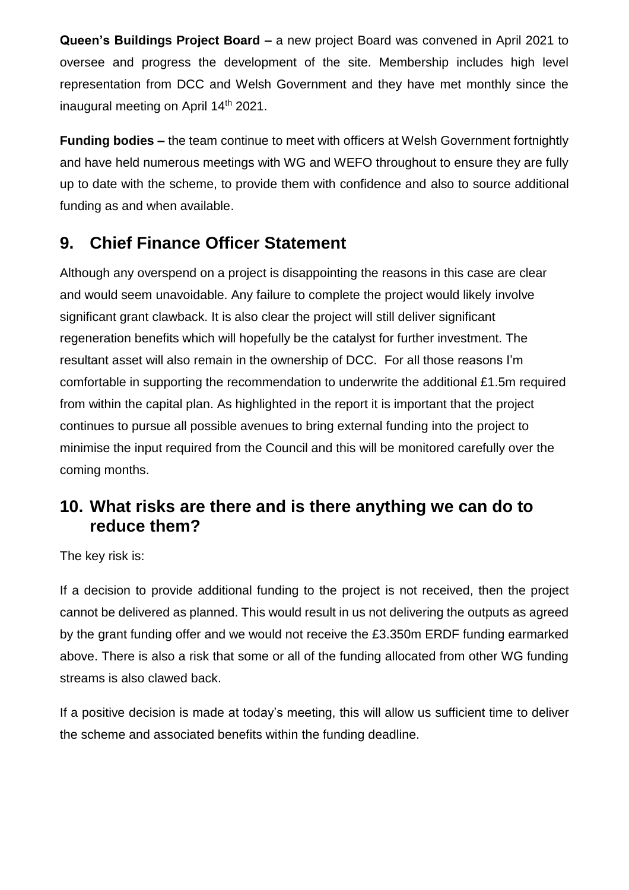**Queen's Buildings Project Board –** a new project Board was convened in April 2021 to oversee and progress the development of the site. Membership includes high level representation from DCC and Welsh Government and they have met monthly since the inaugural meeting on April 14th 2021.

**Funding bodies –** the team continue to meet with officers at Welsh Government fortnightly and have held numerous meetings with WG and WEFO throughout to ensure they are fully up to date with the scheme, to provide them with confidence and also to source additional funding as and when available.

## 9. Chief Finance Officer Statement

Although any overspend on a project is disappointing the reasons in this case are clear and would seem unavoidable. Any failure to complete the project would likely involve significant grant clawback. It is also clear the project will still deliver significant regeneration benefits which will hopefully be the catalyst for further investment. The resultant asset will also remain in the ownership of DCC. For all those reasons I'm comfortable in supporting the recommendation to underwrite the additional £1.5m required from within the capital plan. As highlighted in the report it is important that the project continues to pursue all possible avenues to bring external funding into the project to minimise the input required from the Council and this will be monitored carefully over the coming months.

## 10. What risks are there and is there anything we can do to reduce them?

The key risk is:

If a decision to provide additional funding to the project is not received, then the project cannot be delivered as planned. This would result in us not delivering the outputs as agreed by the grant funding offer and we would not receive the £3.350m ERDF funding earmarked above. There is also a risk that some or all of the funding allocated from other WG funding streams is also clawed back.

If a positive decision is made at today's meeting, this will allow us sufficient time to deliver the scheme and associated benefits within the funding deadline.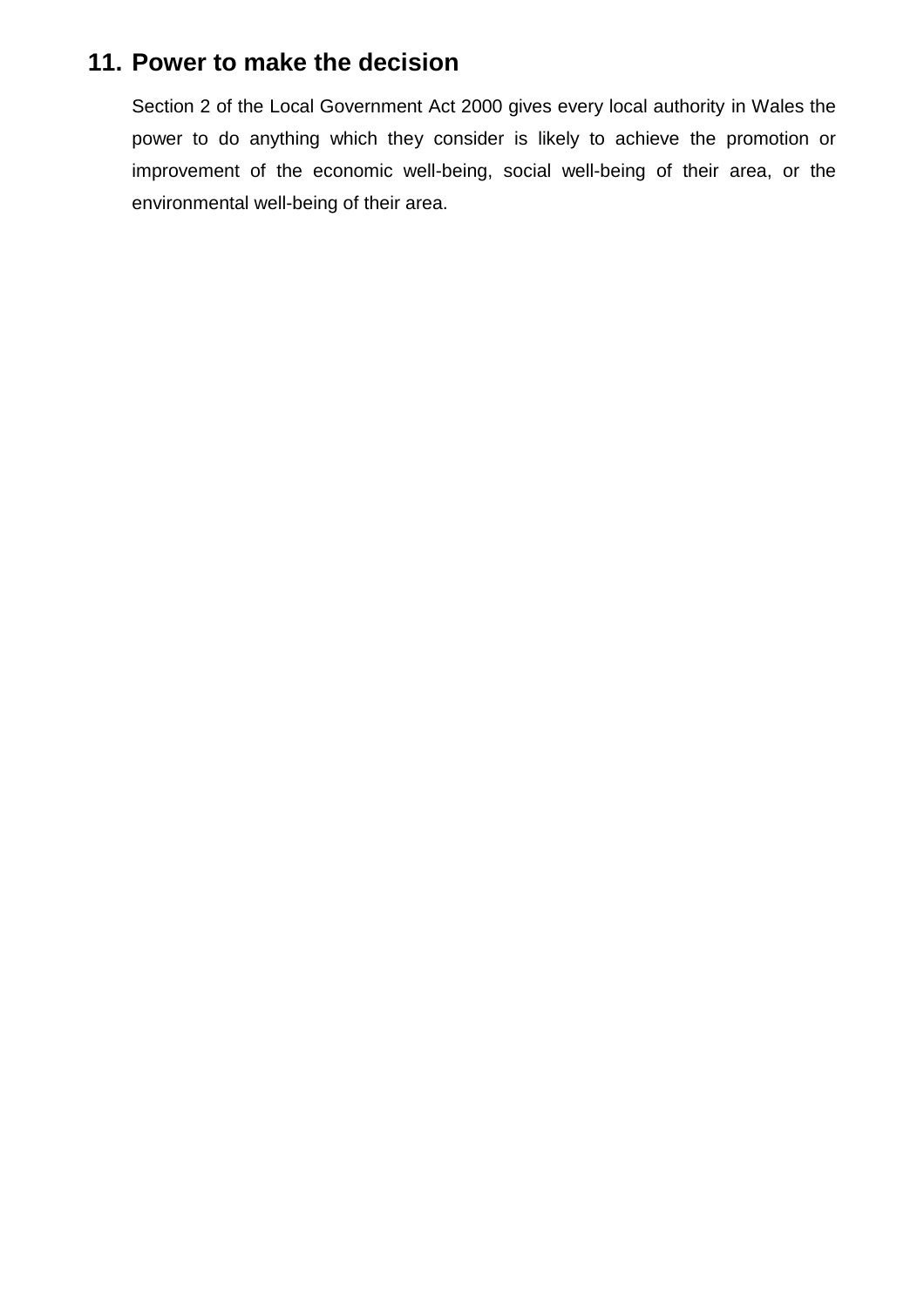## 11. Power to make the decision

Section 2 of the Local Government Act 2000 gives every local authority in Wales the power to do anything which they consider is likely to achieve the promotion or improvement of the economic well-being, social well-being of their area, or the environmental well-being of their area.